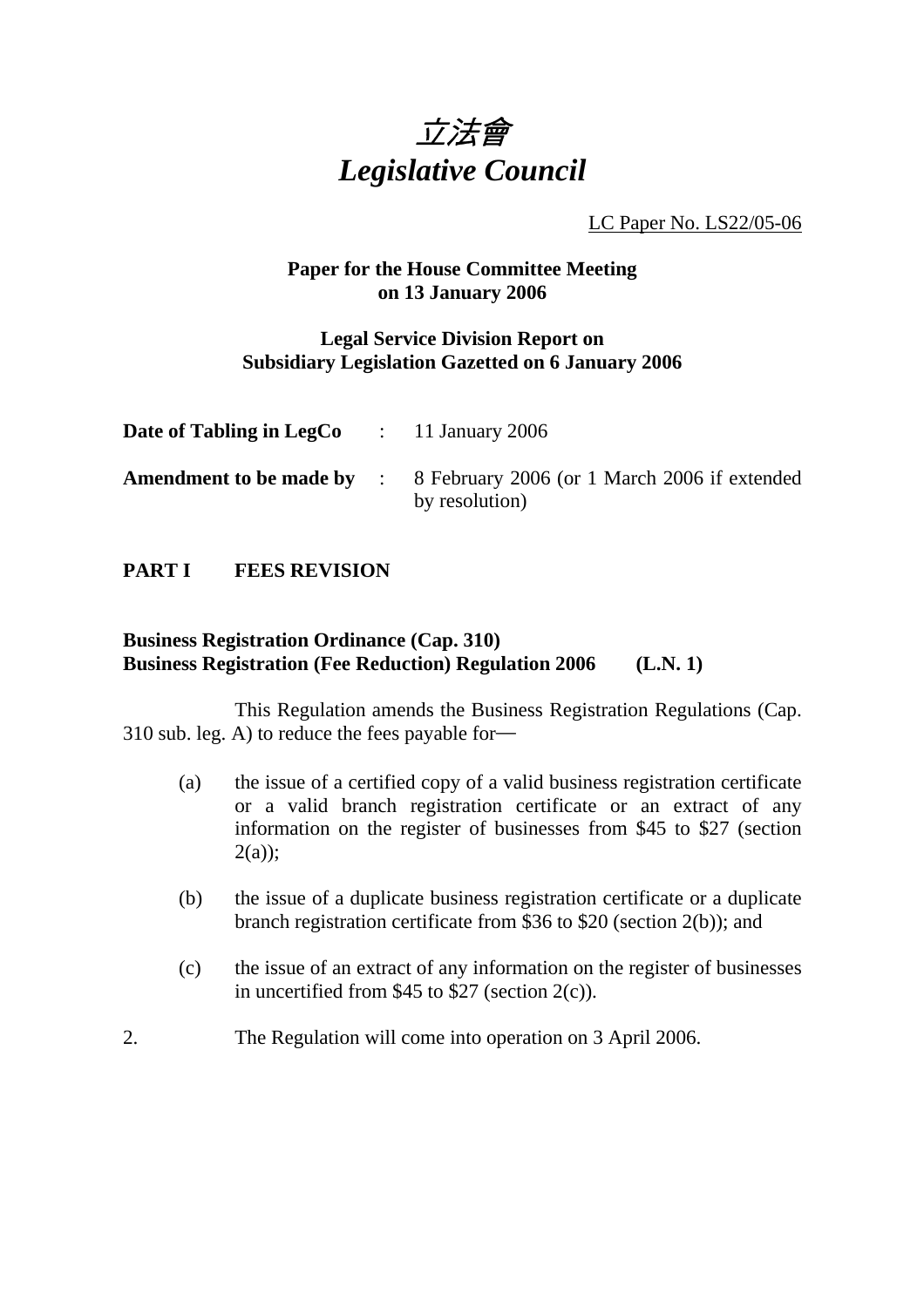# *立法會*
# *Legislative Council*

LC Paper No. LS22/05-06

**Paper for the House Committee Meeting on 13 January 2006**

**Legal Service Division Report on Subsidiary Legislation Gazetted on 6 January 2006**

| | | |
|---|---|---|
| **Date of Tabling in LegCo** | : | 11 January 2006 |
| **Amendment to be made by** | : | 8 February 2006 (or 1 March 2006 if extended by resolution) |

## PART I FEES REVISION

**Business Registration Ordinance (Cap. 310)**
**Business Registration (Fee Reduction) Regulation 2006 (L.N. 1)**

This Regulation amends the Business Registration Regulations (Cap. 310 sub. leg. A) to reduce the fees payable for—

(a) the issue of a certified copy of a valid business registration certificate or a valid branch registration certificate or an extract of any information on the register of businesses from $45 to $27 (section 2(a));

(b) the issue of a duplicate business registration certificate or a duplicate branch registration certificate from $36 to $20 (section 2(b)); and

(c) the issue of an extract of any information on the register of businesses in uncertified from $45 to $27 (section 2(c)).

2. The Regulation will come into operation on 3 April 2006.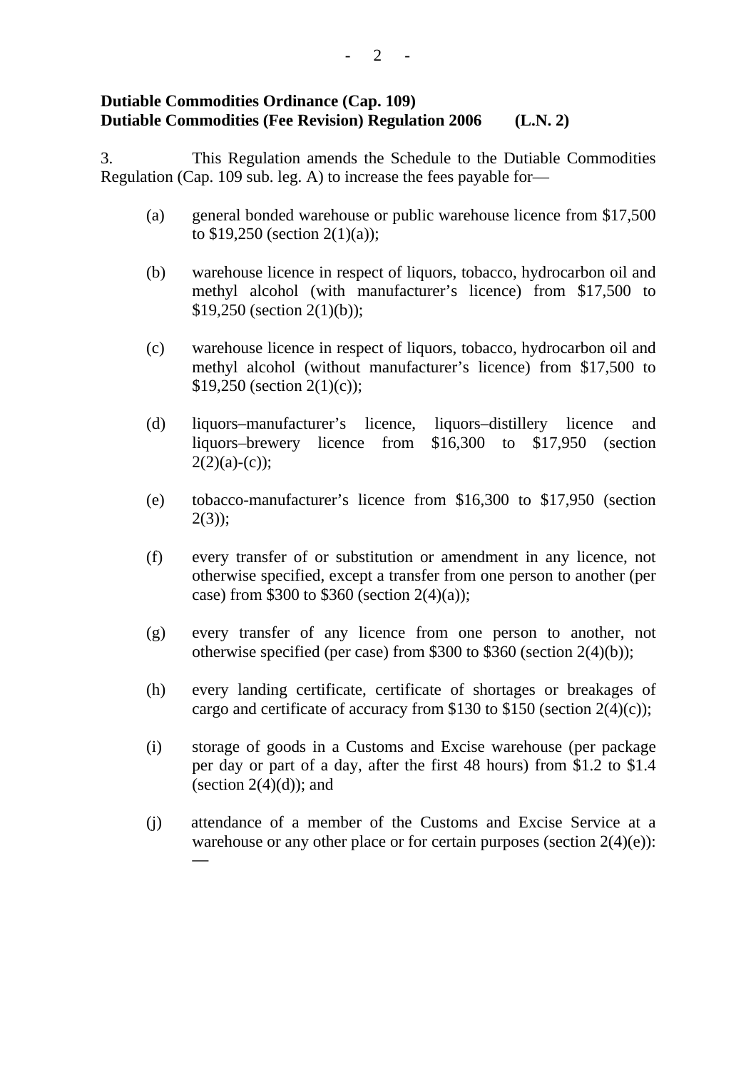**Dutiable Commodities Ordinance (Cap. 109)**
**Dutiable Commodities (Fee Revision) Regulation 2006 (L.N. 2)**

3. This Regulation amends the Schedule to the Dutiable Commodities Regulation (Cap. 109 sub. leg. A) to increase the fees payable for—

(a) general bonded warehouse or public warehouse licence from $17,500 to $19,250 (section 2(1)(a));

(b) warehouse licence in respect of liquors, tobacco, hydrocarbon oil and methyl alcohol (with manufacturer's licence) from $17,500 to $19,250 (section 2(1)(b));

(c) warehouse licence in respect of liquors, tobacco, hydrocarbon oil and methyl alcohol (without manufacturer's licence) from $17,500 to $19,250 (section 2(1)(c));

(d) liquors–manufacturer's licence, liquors–distillery licence and liquors–brewery licence from $16,300 to $17,950 (section 2(2)(a)-(c));

(e) tobacco-manufacturer's licence from $16,300 to $17,950 (section 2(3));

(f) every transfer of or substitution or amendment in any licence, not otherwise specified, except a transfer from one person to another (per case) from $300 to $360 (section 2(4)(a));

(g) every transfer of any licence from one person to another, not otherwise specified (per case) from $300 to $360 (section 2(4)(b));

(h) every landing certificate, certificate of shortages or breakages of cargo and certificate of accuracy from $130 to $150 (section 2(4)(c));

(i) storage of goods in a Customs and Excise warehouse (per package per day or part of a day, after the first 48 hours) from $1.2 to $1.4 (section 2(4)(d)); and

(j) attendance of a member of the Customs and Excise Service at a warehouse or any other place or for certain purposes (section 2(4)(e)): —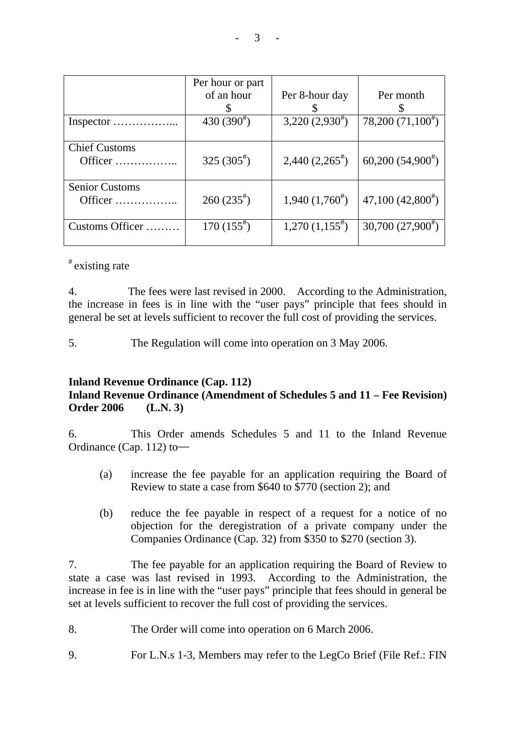| | Per hour or part of an hour $ | Per 8-hour day $ | Per month $ |
|---|---|---|---|
| Inspector ……………... | 430 (390#) | 3,220 (2,930#) | 78,200 (71,100#) |
| Chief Customs Officer …………….. | 325 (305#) | 2,440 (2,265#) | 60,200 (54,900#) |
| Senior Customs Officer …………….. | 260 (235#) | 1,940 (1,760#) | 47,100 (42,800#) |
| Customs Officer ……… | 170 (155#) | 1,270 (1,155#) | 30,700 (27,900#) |

# existing rate

4. The fees were last revised in 2000. According to the Administration, the increase in fees is in line with the "user pays" principle that fees should in general be set at levels sufficient to recover the full cost of providing the services.

5. The Regulation will come into operation on 3 May 2006.

**Inland Revenue Ordinance (Cap. 112)**
**Inland Revenue Ordinance (Amendment of Schedules 5 and 11 – Fee Revision) Order 2006 (L.N. 3)**

6. This Order amends Schedules 5 and 11 to the Inland Revenue Ordinance (Cap. 112) to—

(a) increase the fee payable for an application requiring the Board of Review to state a case from $640 to $770 (section 2); and

(b) reduce the fee payable in respect of a request for a notice of no objection for the deregistration of a private company under the Companies Ordinance (Cap. 32) from $350 to $270 (section 3).

7. The fee payable for an application requiring the Board of Review to state a case was last revised in 1993. According to the Administration, the increase in fee is in line with the "user pays" principle that fees should in general be set at levels sufficient to recover the full cost of providing the services.

8. The Order will come into operation on 6 March 2006.

9. For L.N.s 1-3, Members may refer to the LegCo Brief (File Ref.: FIN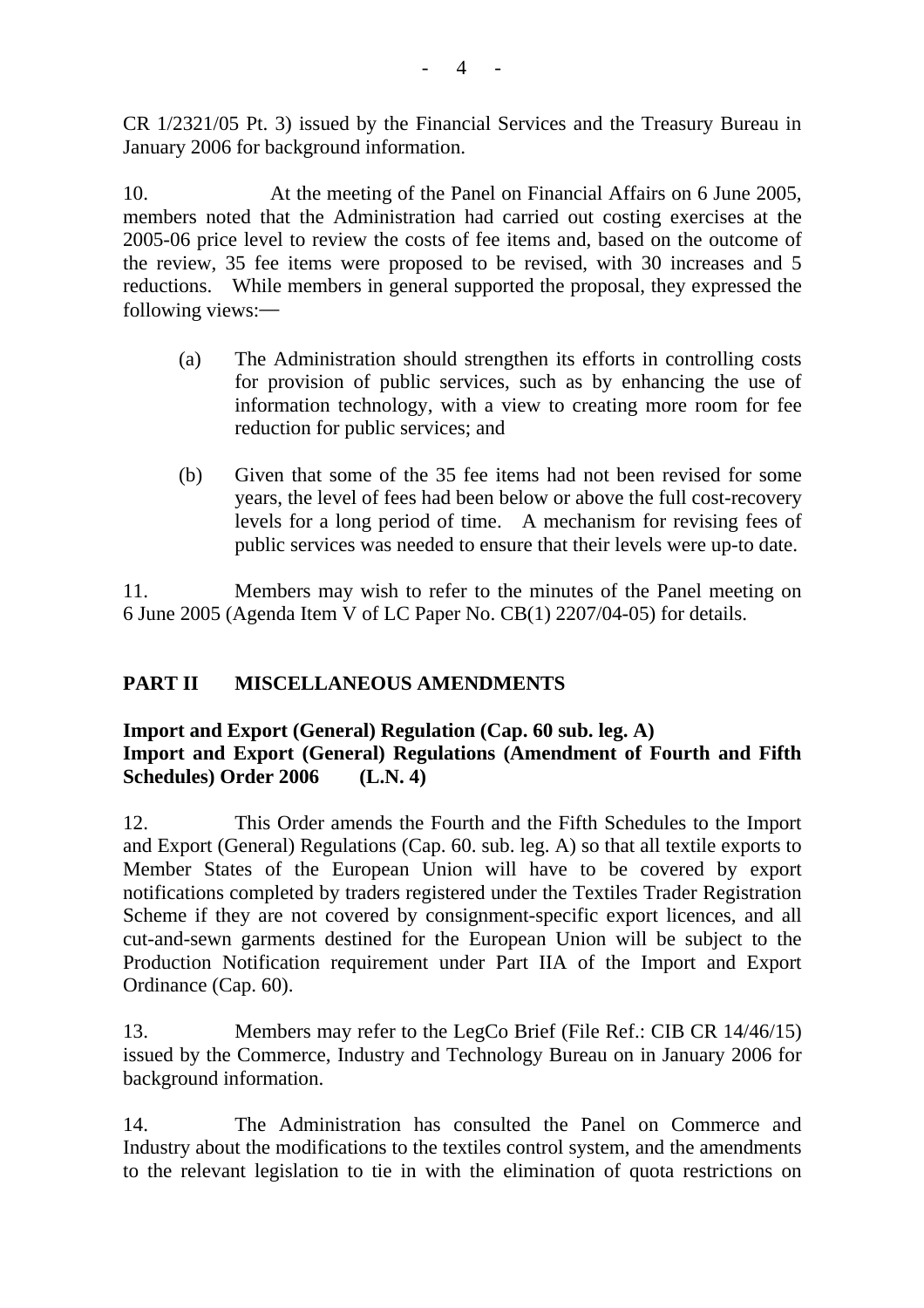CR 1/2321/05 Pt. 3) issued by the Financial Services and the Treasury Bureau in January 2006 for background information.

10. At the meeting of the Panel on Financial Affairs on 6 June 2005, members noted that the Administration had carried out costing exercises at the 2005-06 price level to review the costs of fee items and, based on the outcome of the review, 35 fee items were proposed to be revised, with 30 increases and 5 reductions. While members in general supported the proposal, they expressed the following views:—

- (a) The Administration should strengthen its efforts in controlling costs for provision of public services, such as by enhancing the use of information technology, with a view to creating more room for fee reduction for public services; and

- (b) Given that some of the 35 fee items had not been revised for some years, the level of fees had been below or above the full cost-recovery levels for a long period of time. A mechanism for revising fees of public services was needed to ensure that their levels were up-to date.

11. Members may wish to refer to the minutes of the Panel meeting on 6 June 2005 (Agenda Item V of LC Paper No. CB(1) 2207/04-05) for details.

## PART II MISCELLANEOUS AMENDMENTS

### Import and Export (General) Regulation (Cap. 60 sub. leg. A)
### Import and Export (General) Regulations (Amendment of Fourth and Fifth Schedules) Order 2006 (L.N. 4)

12. This Order amends the Fourth and the Fifth Schedules to the Import and Export (General) Regulations (Cap. 60. sub. leg. A) so that all textile exports to Member States of the European Union will have to be covered by export notifications completed by traders registered under the Textiles Trader Registration Scheme if they are not covered by consignment-specific export licences, and all cut-and-sewn garments destined for the European Union will be subject to the Production Notification requirement under Part IIA of the Import and Export Ordinance (Cap. 60).

13. Members may refer to the LegCo Brief (File Ref.: CIB CR 14/46/15) issued by the Commerce, Industry and Technology Bureau on in January 2006 for background information.

14. The Administration has consulted the Panel on Commerce and Industry about the modifications to the textiles control system, and the amendments to the relevant legislation to tie in with the elimination of quota restrictions on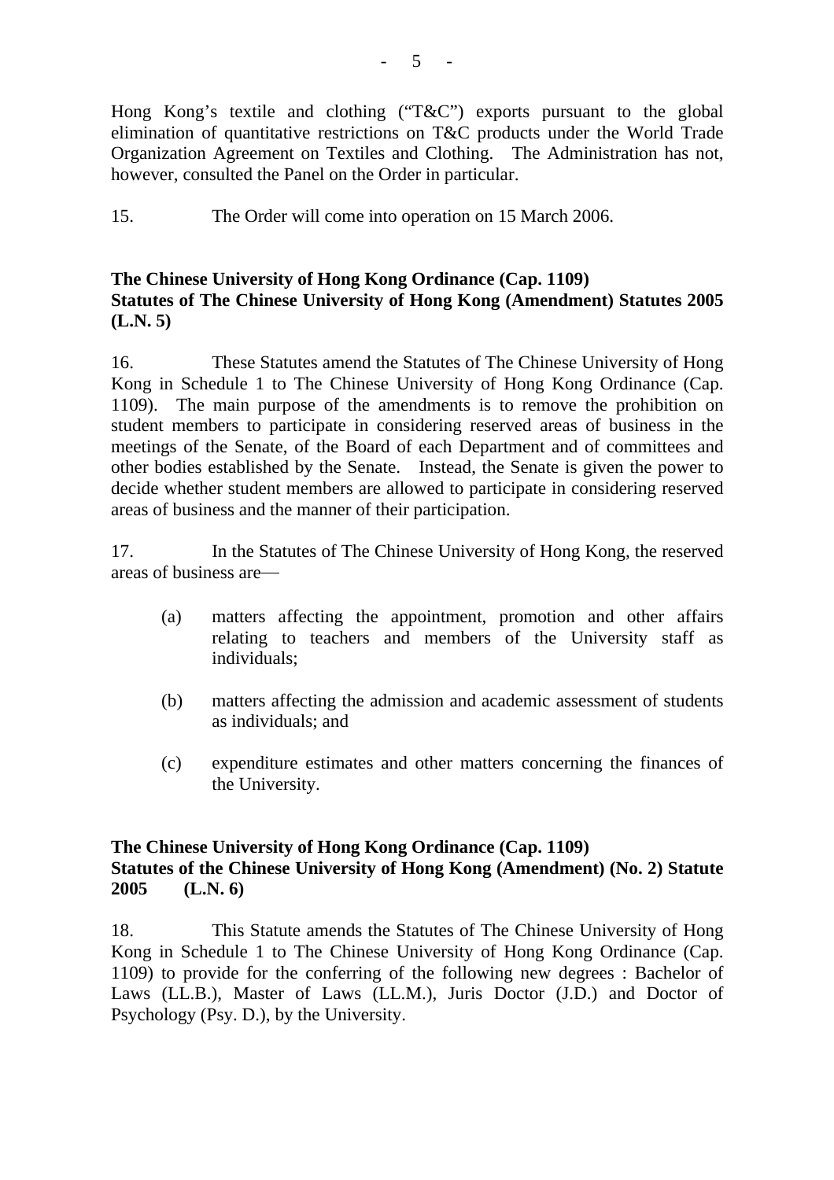Hong Kong's textile and clothing ("T&C") exports pursuant to the global elimination of quantitative restrictions on T&C products under the World Trade Organization Agreement on Textiles and Clothing. The Administration has not, however, consulted the Panel on the Order in particular.

15. The Order will come into operation on 15 March 2006.

**The Chinese University of Hong Kong Ordinance (Cap. 1109)**
**Statutes of The Chinese University of Hong Kong (Amendment) Statutes 2005 (L.N. 5)**

16. These Statutes amend the Statutes of The Chinese University of Hong Kong in Schedule 1 to The Chinese University of Hong Kong Ordinance (Cap. 1109). The main purpose of the amendments is to remove the prohibition on student members to participate in considering reserved areas of business in the meetings of the Senate, of the Board of each Department and of committees and other bodies established by the Senate. Instead, the Senate is given the power to decide whether student members are allowed to participate in considering reserved areas of business and the manner of their participation.

17. In the Statutes of The Chinese University of Hong Kong, the reserved areas of business are—

(a) matters affecting the appointment, promotion and other affairs relating to teachers and members of the University staff as individuals;

(b) matters affecting the admission and academic assessment of students as individuals; and

(c) expenditure estimates and other matters concerning the finances of the University.

**The Chinese University of Hong Kong Ordinance (Cap. 1109)**
**Statutes of the Chinese University of Hong Kong (Amendment) (No. 2) Statute 2005 (L.N. 6)**

18. This Statute amends the Statutes of The Chinese University of Hong Kong in Schedule 1 to The Chinese University of Hong Kong Ordinance (Cap. 1109) to provide for the conferring of the following new degrees : Bachelor of Laws (LL.B.), Master of Laws (LL.M.), Juris Doctor (J.D.) and Doctor of Psychology (Psy. D.), by the University.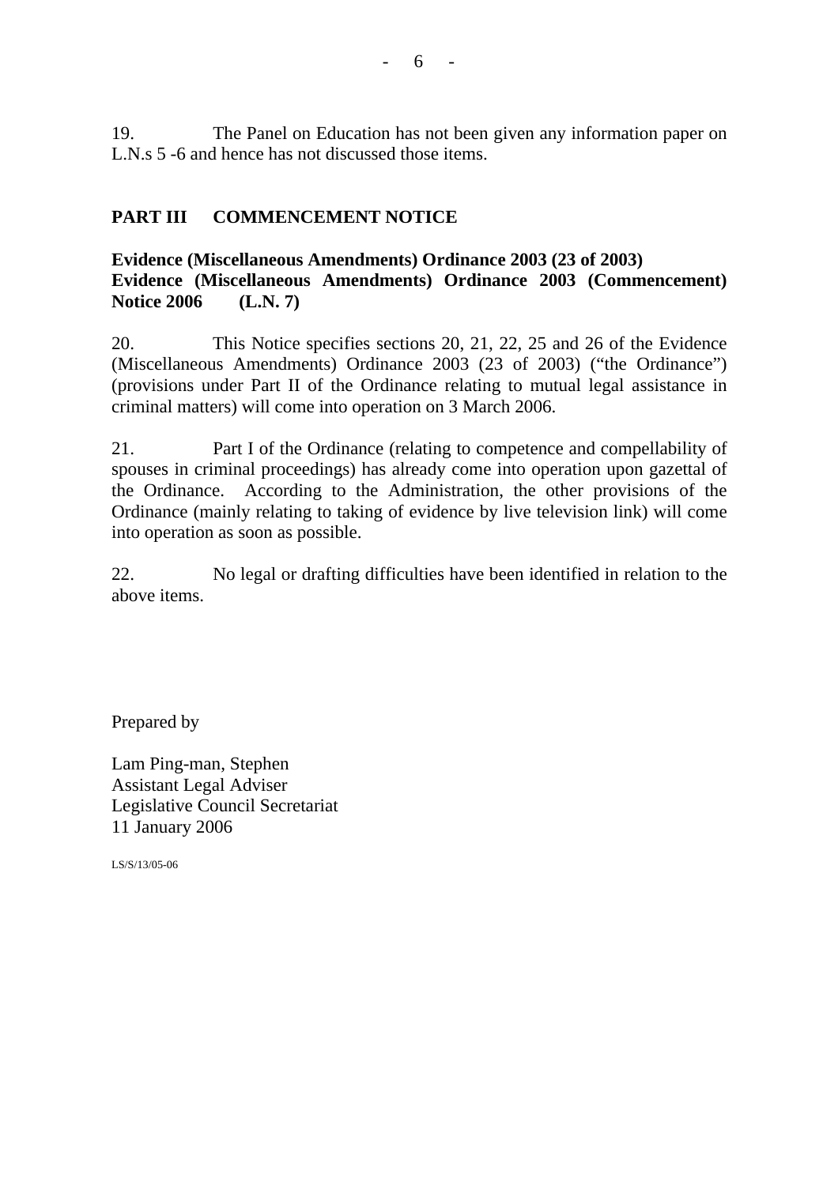19. The Panel on Education has not been given any information paper on L.N.s 5 -6 and hence has not discussed those items.

## PART III COMMENCEMENT NOTICE

**Evidence (Miscellaneous Amendments) Ordinance 2003 (23 of 2003)**
**Evidence (Miscellaneous Amendments) Ordinance 2003 (Commencement) Notice 2006 (L.N. 7)**

20. This Notice specifies sections 20, 21, 22, 25 and 26 of the Evidence (Miscellaneous Amendments) Ordinance 2003 (23 of 2003) ("the Ordinance") (provisions under Part II of the Ordinance relating to mutual legal assistance in criminal matters) will come into operation on 3 March 2006.

21. Part I of the Ordinance (relating to competence and compellability of spouses in criminal proceedings) has already come into operation upon gazettal of the Ordinance. According to the Administration, the other provisions of the Ordinance (mainly relating to taking of evidence by live television link) will come into operation as soon as possible.

22. No legal or drafting difficulties have been identified in relation to the above items.

Prepared by

Lam Ping-man, Stephen
Assistant Legal Adviser
Legislative Council Secretariat
11 January 2006

LS/S/13/05-06